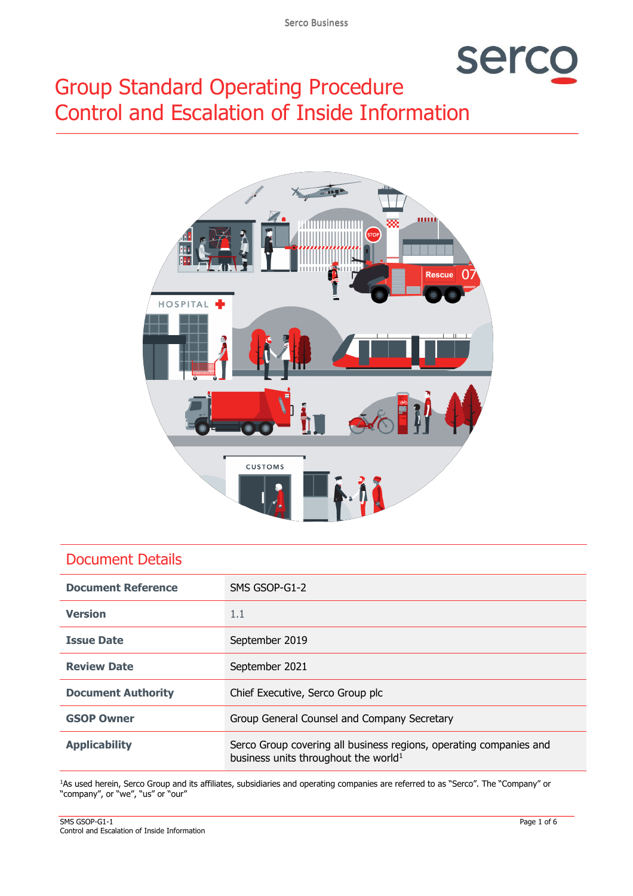# Group Standard Operating Procedure
# Control and Escalation of Inside Information

## Document Details

| | |
|---|---|
| **Document Reference** | SMS GSOP-G1-2 |
| **Version** | 1.1 |
| **Issue Date** | September 2019 |
| **Review Date** | September 2021 |
| **Document Authority** | Chief Executive, Serco Group plc |
| **GSOP Owner** | Group General Counsel and Company Secretary |
| **Applicability** | Serco Group covering all business regions, operating companies and business units throughout the world[1] |

[1]As used herein, Serco Group and its affiliates, subsidiaries and operating companies are referred to as "Serco". The "Company" or "company", or "we", "us" or "our"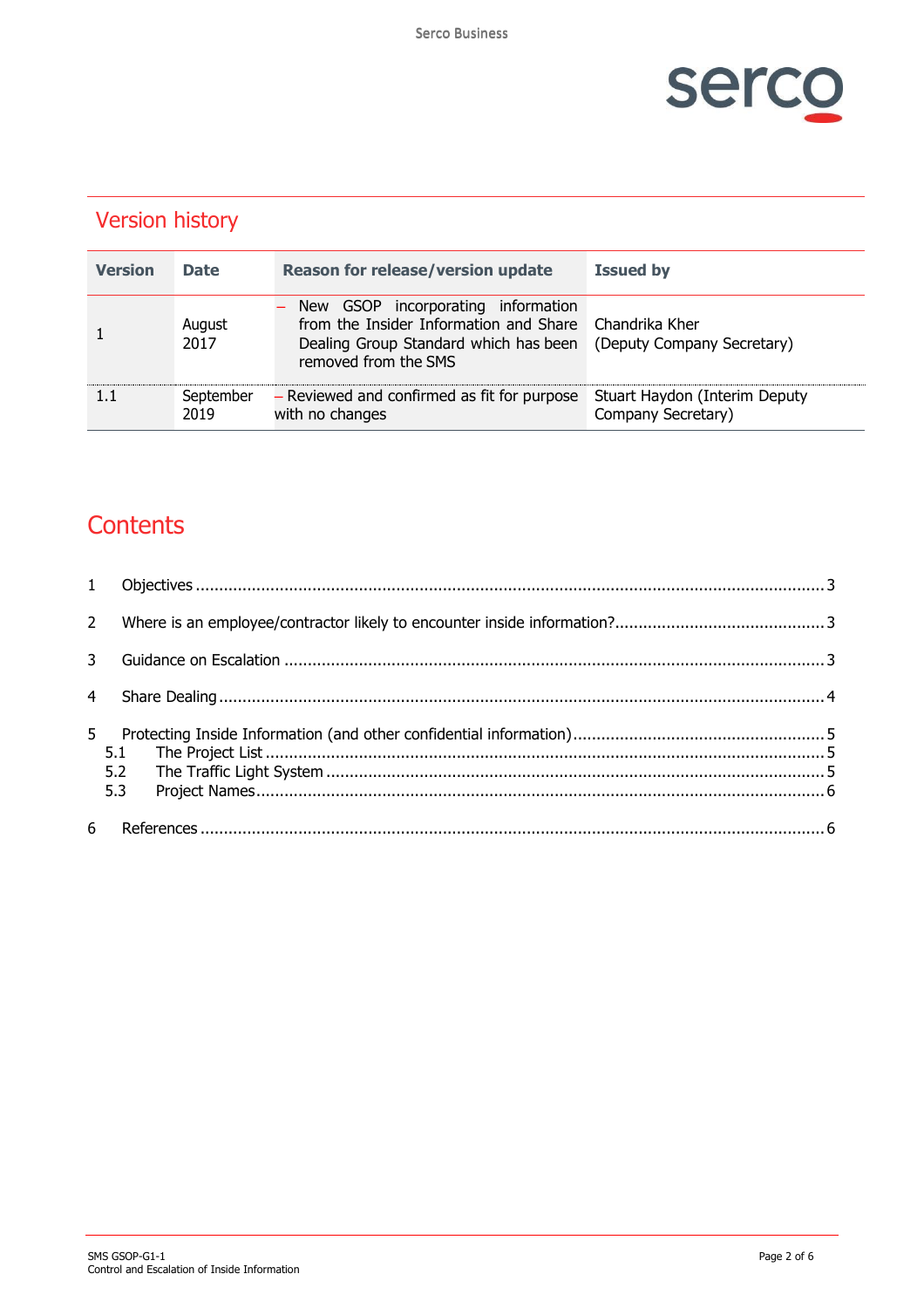## Version history

| Version | Date | Reason for release/version update | Issued by |
|---|---|---|---|
| 1 | August 2017 | – New GSOP incorporating information from the Insider Information and Share Dealing Group Standard which has been removed from the SMS | Chandrika Kher (Deputy Company Secretary) |
| 1.1 | September 2019 | – Reviewed and confirmed as fit for purpose with no changes | Stuart Haydon (Interim Deputy Company Secretary) |

## Contents

1 Objectives ..... 3

2 Where is an employee/contractor likely to encounter inside information? ..... 3

3 Guidance on Escalation ..... 3

4 Share Dealing ..... 4

5 Protecting Inside Information (and other confidential information) ..... 5
- 5.1 The Project List ..... 5
- 5.2 The Traffic Light System ..... 5
- 5.3 Project Names ..... 6

6 References ..... 6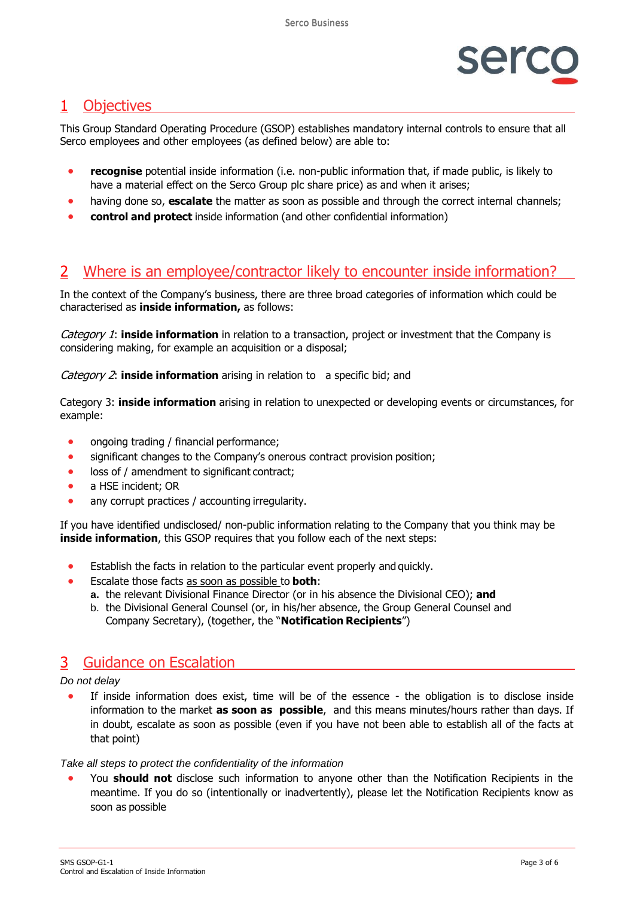# 1 Objectives

This Group Standard Operating Procedure (GSOP) establishes mandatory internal controls to ensure that all Serco employees and other employees (as defined below) are able to:

- **recognise** potential inside information (i.e. non-public information that, if made public, is likely to have a material effect on the Serco Group plc share price) as and when it arises;
- having done so, **escalate** the matter as soon as possible and through the correct internal channels;
- **control and protect** inside information (and other confidential information)

# 2 Where is an employee/contractor likely to encounter inside information?

In the context of the Company's business, there are three broad categories of information which could be characterised as **inside information,** as follows:

*Category 1*: **inside information** in relation to a transaction, project or investment that the Company is considering making, for example an acquisition or a disposal;

*Category 2*: **inside information** arising in relation to a specific bid; and

Category 3: **inside information** arising in relation to unexpected or developing events or circumstances, for example:

- ongoing trading / financial performance;
- significant changes to the Company's onerous contract provision position;
- loss of / amendment to significant contract;
- a HSE incident; OR
- any corrupt practices / accounting irregularity.

If you have identified undisclosed/ non-public information relating to the Company that you think may be **inside information**, this GSOP requires that you follow each of the next steps:

- Establish the facts in relation to the particular event properly and quickly.
- Escalate those facts as soon as possible to **both**:
  - **a.** the relevant Divisional Finance Director (or in his absence the Divisional CEO); **and**
  - b. the Divisional General Counsel (or, in his/her absence, the Group General Counsel and Company Secretary), (together, the "**Notification Recipients**")

# 3 Guidance on Escalation

*Do not delay*

- If inside information does exist, time will be of the essence - the obligation is to disclose inside information to the market **as soon as possible**, and this means minutes/hours rather than days. If in doubt, escalate as soon as possible (even if you have not been able to establish all of the facts at that point)

*Take all steps to protect the confidentiality of the information*

- You **should not** disclose such information to anyone other than the Notification Recipients in the meantime. If you do so (intentionally or inadvertently), please let the Notification Recipients know as soon as possible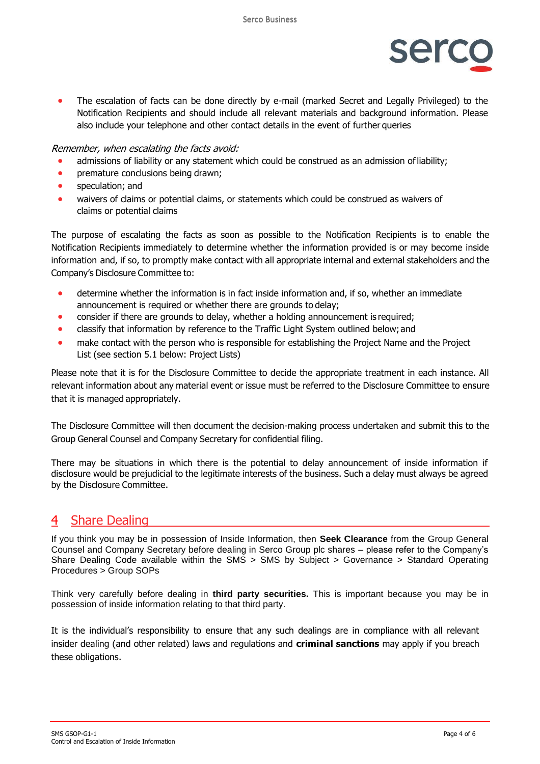- The escalation of facts can be done directly by e-mail (marked Secret and Legally Privileged) to the Notification Recipients and should include all relevant materials and background information. Please also include your telephone and other contact details in the event of further queries

*Remember, when escalating the facts avoid:*

- admissions of liability or any statement which could be construed as an admission of liability;
- premature conclusions being drawn;
- speculation; and
- waivers of claims or potential claims, or statements which could be construed as waivers of claims or potential claims

The purpose of escalating the facts as soon as possible to the Notification Recipients is to enable the Notification Recipients immediately to determine whether the information provided is or may become inside information and, if so, to promptly make contact with all appropriate internal and external stakeholders and the Company's Disclosure Committee to:

- determine whether the information is in fact inside information and, if so, whether an immediate announcement is required or whether there are grounds to delay;
- consider if there are grounds to delay, whether a holding announcement is required;
- classify that information by reference to the Traffic Light System outlined below; and
- make contact with the person who is responsible for establishing the Project Name and the Project List (see section 5.1 below: Project Lists)

Please note that it is for the Disclosure Committee to decide the appropriate treatment in each instance. All relevant information about any material event or issue must be referred to the Disclosure Committee to ensure that it is managed appropriately.

The Disclosure Committee will then document the decision-making process undertaken and submit this to the Group General Counsel and Company Secretary for confidential filing.

There may be situations in which there is the potential to delay announcement of inside information if disclosure would be prejudicial to the legitimate interests of the business. Such a delay must always be agreed by the Disclosure Committee.

# 4 Share Dealing

If you think you may be in possession of Inside Information, then **Seek Clearance** from the Group General Counsel and Company Secretary before dealing in Serco Group plc shares – please refer to the Company's Share Dealing Code available within the SMS > SMS by Subject > Governance > Standard Operating Procedures > Group SOPs

Think very carefully before dealing in **third party securities.** This is important because you may be in possession of inside information relating to that third party.

It is the individual's responsibility to ensure that any such dealings are in compliance with all relevant insider dealing (and other related) laws and regulations and **criminal sanctions** may apply if you breach these obligations.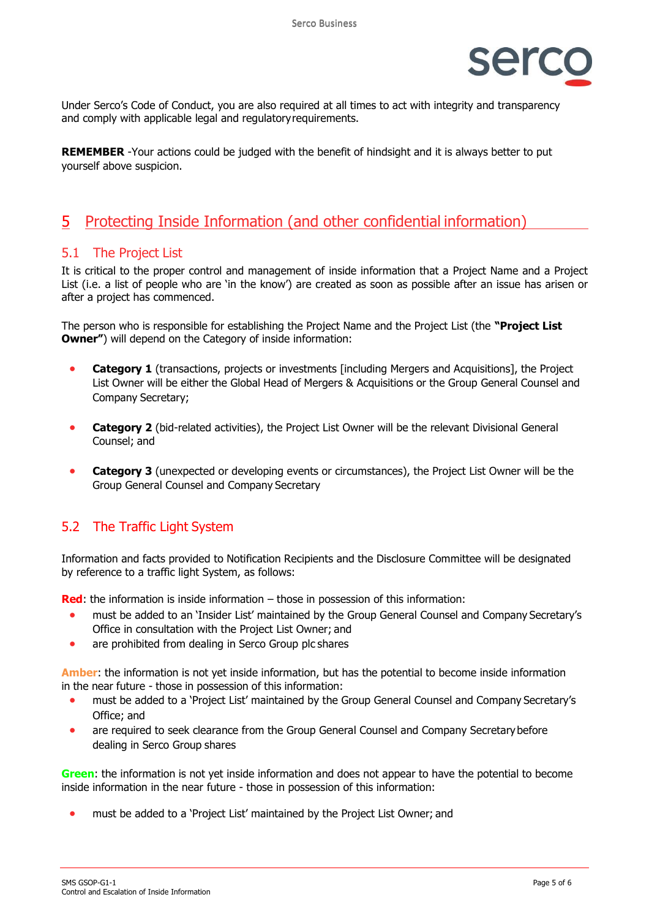Under Serco's Code of Conduct, you are also required at all times to act with integrity and transparency and comply with applicable legal and regulatory requirements.

**REMEMBER** -Your actions could be judged with the benefit of hindsight and it is always better to put yourself above suspicion.

# 5 Protecting Inside Information (and other confidential information)

## 5.1 The Project List

It is critical to the proper control and management of inside information that a Project Name and a Project List (i.e. a list of people who are 'in the know') are created as soon as possible after an issue has arisen or after a project has commenced.

The person who is responsible for establishing the Project Name and the Project List (the **"Project List Owner"**) will depend on the Category of inside information:

- **Category 1** (transactions, projects or investments [including Mergers and Acquisitions], the Project List Owner will be either the Global Head of Mergers & Acquisitions or the Group General Counsel and Company Secretary;
- **Category 2** (bid-related activities), the Project List Owner will be the relevant Divisional General Counsel; and
- **Category 3** (unexpected or developing events or circumstances), the Project List Owner will be the Group General Counsel and Company Secretary

## 5.2 The Traffic Light System

Information and facts provided to Notification Recipients and the Disclosure Committee will be designated by reference to a traffic light System, as follows:

**Red**: the information is inside information – those in possession of this information:

- must be added to an 'Insider List' maintained by the Group General Counsel and Company Secretary's Office in consultation with the Project List Owner; and
- are prohibited from dealing in Serco Group plc shares

**Amber**: the information is not yet inside information, but has the potential to become inside information in the near future - those in possession of this information:

- must be added to a 'Project List' maintained by the Group General Counsel and Company Secretary's Office; and
- are required to seek clearance from the Group General Counsel and Company Secretary before dealing in Serco Group shares

**Green**: the information is not yet inside information and does not appear to have the potential to become inside information in the near future - those in possession of this information:

- must be added to a 'Project List' maintained by the Project List Owner; and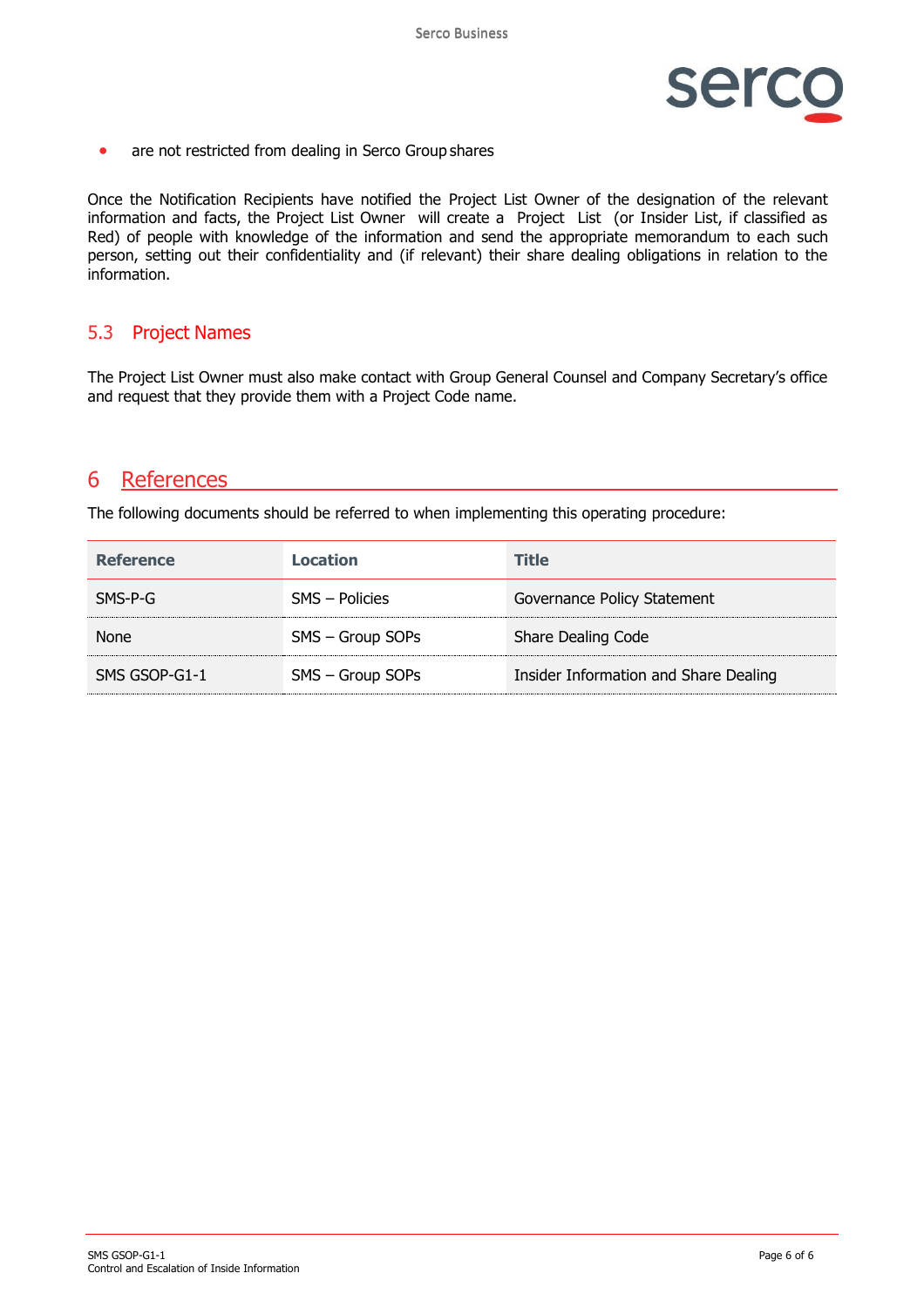- are not restricted from dealing in Serco Group shares

Once the Notification Recipients have notified the Project List Owner of the designation of the relevant information and facts, the Project List Owner will create a Project List (or Insider List, if classified as Red) of people with knowledge of the information and send the appropriate memorandum to each such person, setting out their confidentiality and (if relevant) their share dealing obligations in relation to the information.

### 5.3 Project Names

The Project List Owner must also make contact with Group General Counsel and Company Secretary's office and request that they provide them with a Project Code name.

## 6 References

The following documents should be referred to when implementing this operating procedure:

| Reference | Location | Title |
|---|---|---|
| SMS-P-G | SMS – Policies | Governance Policy Statement |
| None | SMS – Group SOPs | Share Dealing Code |
| SMS GSOP-G1-1 | SMS – Group SOPs | Insider Information and Share Dealing |